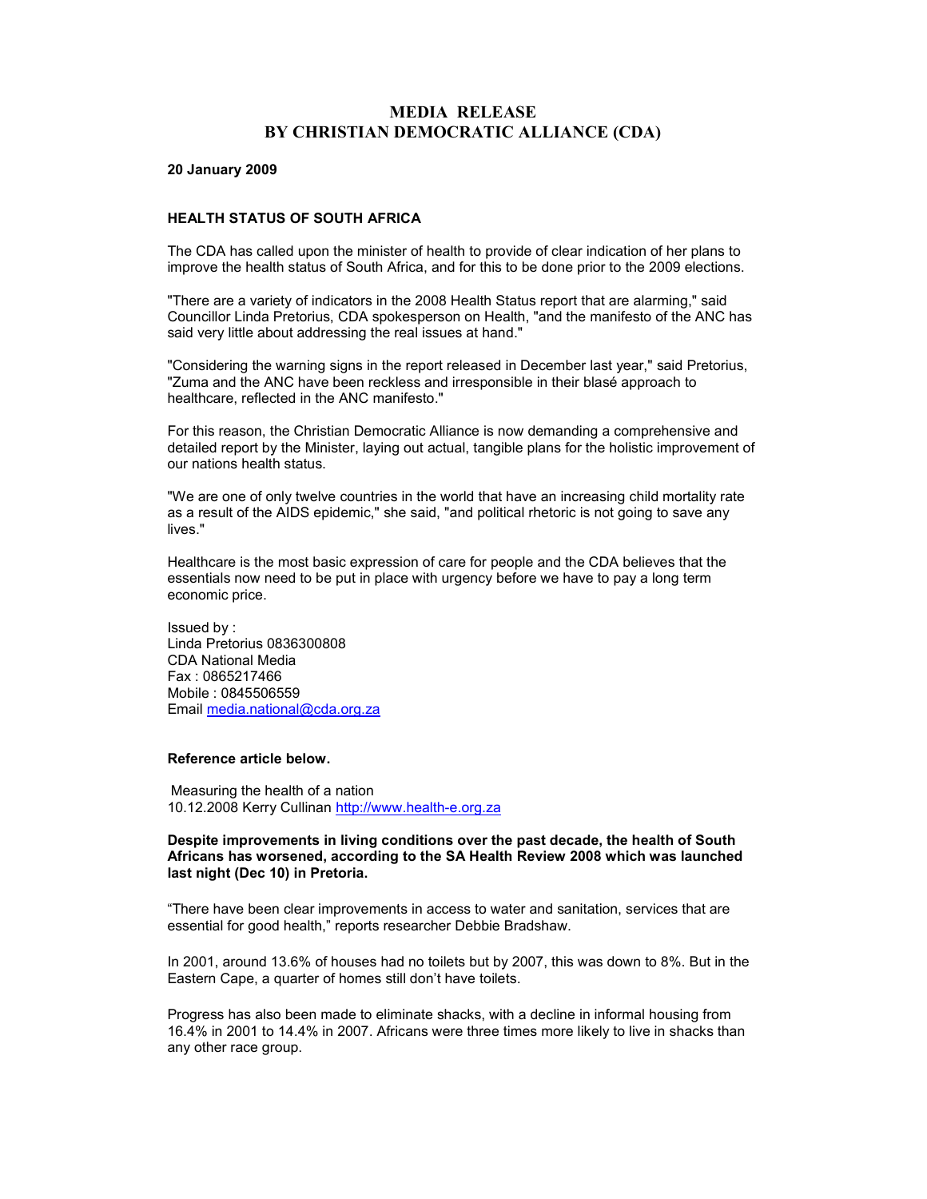# MEDIA RELEASE
# BY CHRISTIAN DEMOCRATIC ALLIANCE (CDA)

**20 January 2009**

**HEALTH STATUS OF SOUTH AFRICA**

The CDA has called upon the minister of health to provide of clear indication of her plans to improve the health status of South Africa, and for this to be done prior to the 2009 elections.

"There are a variety of indicators in the 2008 Health Status report that are alarming," said Councillor Linda Pretorius, CDA spokesperson on Health, "and the manifesto of the ANC has said very little about addressing the real issues at hand."

"Considering the warning signs in the report released in December last year," said Pretorius, "Zuma and the ANC have been reckless and irresponsible in their blasé approach to healthcare, reflected in the ANC manifesto."

For this reason, the Christian Democratic Alliance is now demanding a comprehensive and detailed report by the Minister, laying out actual, tangible plans for the holistic improvement of our nations health status.

"We are one of only twelve countries in the world that have an increasing child mortality rate as a result of the AIDS epidemic," she said, "and political rhetoric is not going to save any lives."

Healthcare is the most basic expression of care for people and the CDA believes that the essentials now need to be put in place with urgency before we have to pay a long term economic price.

Issued by :
Linda Pretorius 0836300808
CDA National Media
Fax : 0865217466
Mobile : 0845506559
Email [media.national@cda.org.za](mailto:media.national@cda.org.za)

**Reference article below.**

Measuring the health of a nation
10.12.2008 Kerry Cullinan [http://www.health-e.org.za](http://www.health-e.org.za)

**Despite improvements in living conditions over the past decade, the health of South Africans has worsened, according to the SA Health Review 2008 which was launched last night (Dec 10) in Pretoria.**

“There have been clear improvements in access to water and sanitation, services that are essential for good health,” reports researcher Debbie Bradshaw.

In 2001, around 13.6% of houses had no toilets but by 2007, this was down to 8%. But in the Eastern Cape, a quarter of homes still don’t have toilets.

Progress has also been made to eliminate shacks, with a decline in informal housing from 16.4% in 2001 to 14.4% in 2007. Africans were three times more likely to live in shacks than any other race group.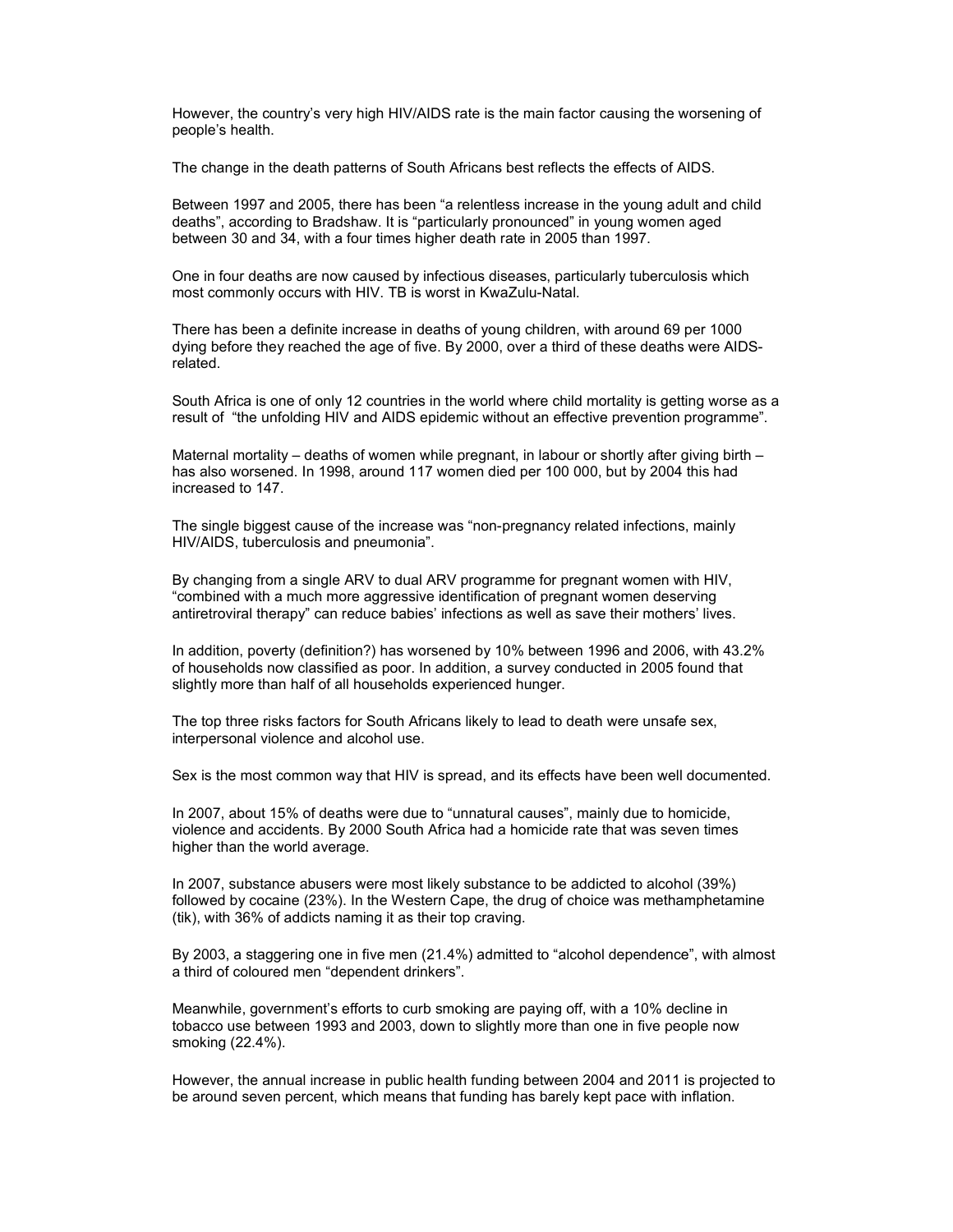However, the country's very high HIV/AIDS rate is the main factor causing the worsening of people's health.

The change in the death patterns of South Africans best reflects the effects of AIDS.

Between 1997 and 2005, there has been "a relentless increase in the young adult and child deaths", according to Bradshaw. It is "particularly pronounced" in young women aged between 30 and 34, with a four times higher death rate in 2005 than 1997.

One in four deaths are now caused by infectious diseases, particularly tuberculosis which most commonly occurs with HIV. TB is worst in KwaZulu-Natal.

There has been a definite increase in deaths of young children, with around 69 per 1000 dying before they reached the age of five. By 2000, over a third of these deaths were AIDS-related.

South Africa is one of only 12 countries in the world where child mortality is getting worse as a result of "the unfolding HIV and AIDS epidemic without an effective prevention programme".

Maternal mortality – deaths of women while pregnant, in labour or shortly after giving birth – has also worsened. In 1998, around 117 women died per 100 000, but by 2004 this had increased to 147.

The single biggest cause of the increase was "non-pregnancy related infections, mainly HIV/AIDS, tuberculosis and pneumonia".

By changing from a single ARV to dual ARV programme for pregnant women with HIV, "combined with a much more aggressive identification of pregnant women deserving antiretroviral therapy" can reduce babies' infections as well as save their mothers' lives.

In addition, poverty (definition?) has worsened by 10% between 1996 and 2006, with 43.2% of households now classified as poor. In addition, a survey conducted in 2005 found that slightly more than half of all households experienced hunger.

The top three risks factors for South Africans likely to lead to death were unsafe sex, interpersonal violence and alcohol use.

Sex is the most common way that HIV is spread, and its effects have been well documented.

In 2007, about 15% of deaths were due to "unnatural causes", mainly due to homicide, violence and accidents. By 2000 South Africa had a homicide rate that was seven times higher than the world average.

In 2007, substance abusers were most likely substance to be addicted to alcohol (39%) followed by cocaine (23%). In the Western Cape, the drug of choice was methamphetamine (tik), with 36% of addicts naming it as their top craving.

By 2003, a staggering one in five men (21.4%) admitted to "alcohol dependence", with almost a third of coloured men "dependent drinkers".

Meanwhile, government's efforts to curb smoking are paying off, with a 10% decline in tobacco use between 1993 and 2003, down to slightly more than one in five people now smoking (22.4%).

However, the annual increase in public health funding between 2004 and 2011 is projected to be around seven percent, which means that funding has barely kept pace with inflation.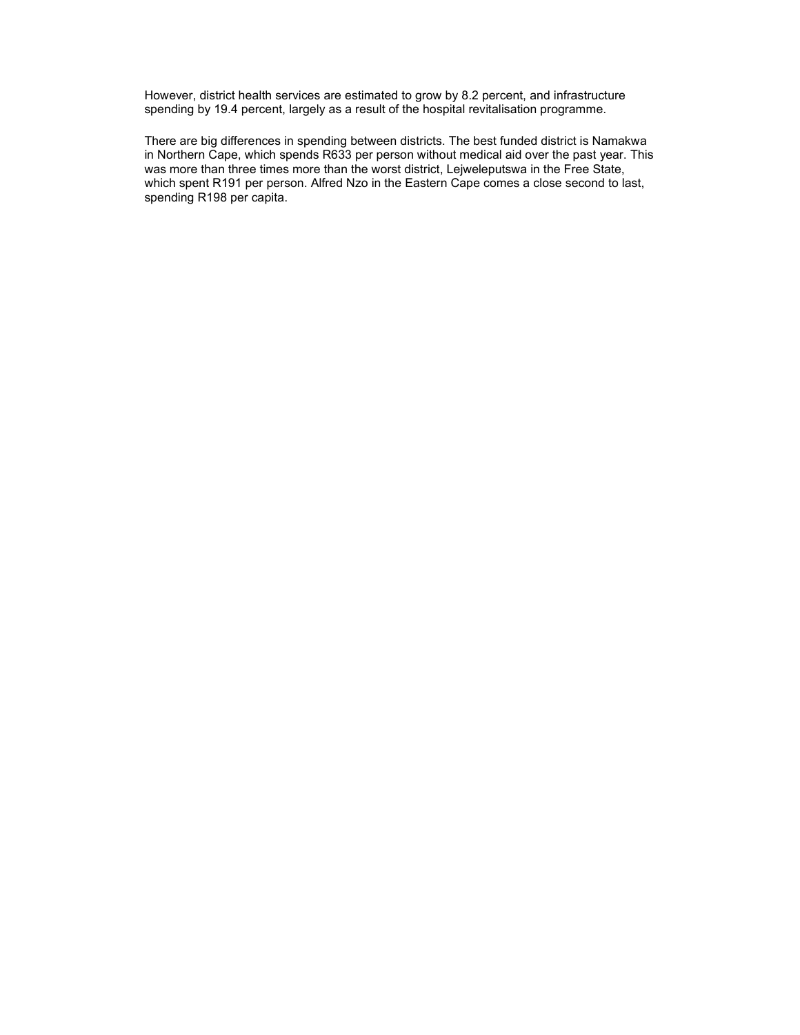However, district health services are estimated to grow by 8.2 percent, and infrastructure spending by 19.4 percent, largely as a result of the hospital revitalisation programme.

There are big differences in spending between districts. The best funded district is Namakwa in Northern Cape, which spends R633 per person without medical aid over the past year. This was more than three times more than the worst district, Lejweleputswa in the Free State, which spent R191 per person. Alfred Nzo in the Eastern Cape comes a close second to last, spending R198 per capita.